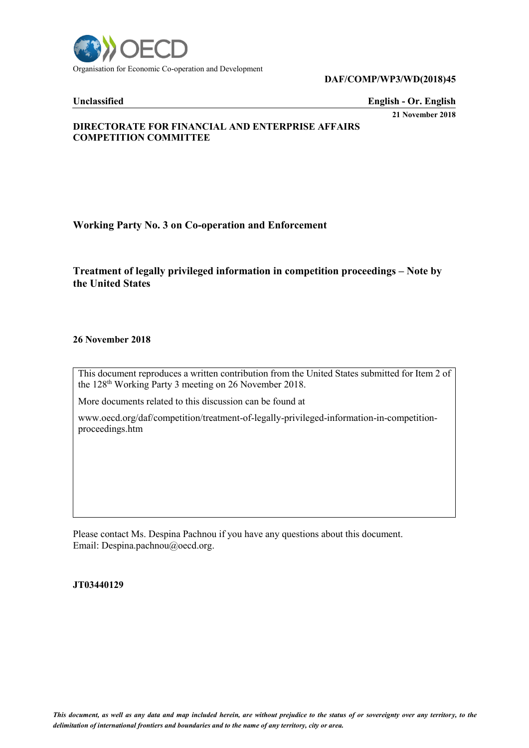Organisation for Economic Co-operation and Development

**DAF/COMP/WP3/WD(2018)45**

**Unclassified** **English - Or. English**

**21 November 2018**

**DIRECTORATE FOR FINANCIAL AND ENTERPRISE AFFAIRS**
**COMPETITION COMMITTEE**

## Working Party No. 3 on Co-operation and Enforcement

## Treatment of legally privileged information in competition proceedings – Note by the United States

**26 November 2018**

This document reproduces a written contribution from the United States submitted for Item 2 of the 128th Working Party 3 meeting on 26 November 2018.

More documents related to this discussion can be found at

www.oecd.org/daf/competition/treatment-of-legally-privileged-information-in-competition-proceedings.htm

Please contact Ms. Despina Pachnou if you have any questions about this document.
Email: Despina.pachnou@oecd.org.

**JT03440129**

*This document, as well as any data and map included herein, are without prejudice to the status of or sovereignty over any territory, to the delimitation of international frontiers and boundaries and to the name of any territory, city or area.*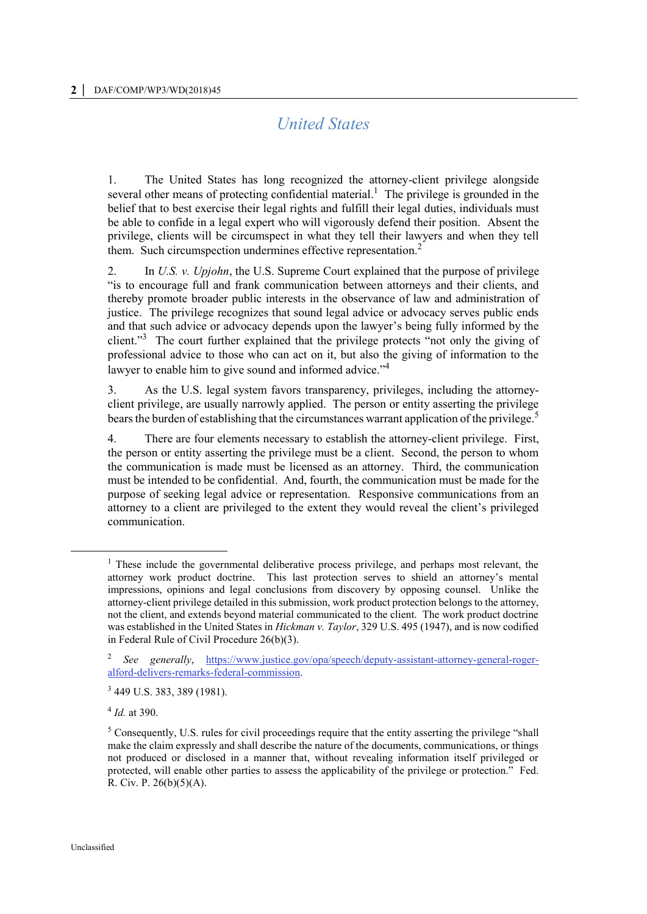# United States

1. The United States has long recognized the attorney-client privilege alongside several other means of protecting confidential material.[1] The privilege is grounded in the belief that to best exercise their legal rights and fulfill their legal duties, individuals must be able to confide in a legal expert who will vigorously defend their position. Absent the privilege, clients will be circumspect in what they tell their lawyers and when they tell them. Such circumspection undermines effective representation.[2]

2. In *U.S. v. Upjohn*, the U.S. Supreme Court explained that the purpose of privilege "is to encourage full and frank communication between attorneys and their clients, and thereby promote broader public interests in the observance of law and administration of justice. The privilege recognizes that sound legal advice or advocacy serves public ends and that such advice or advocacy depends upon the lawyer's being fully informed by the client."[3] The court further explained that the privilege protects "not only the giving of professional advice to those who can act on it, but also the giving of information to the lawyer to enable him to give sound and informed advice."[4]

3. As the U.S. legal system favors transparency, privileges, including the attorney-client privilege, are usually narrowly applied. The person or entity asserting the privilege bears the burden of establishing that the circumstances warrant application of the privilege.[5]

4. There are four elements necessary to establish the attorney-client privilege. First, the person or entity asserting the privilege must be a client. Second, the person to whom the communication is made must be licensed as an attorney. Third, the communication must be intended to be confidential. And, fourth, the communication must be made for the purpose of seeking legal advice or representation. Responsive communications from an attorney to a client are privileged to the extent they would reveal the client's privileged communication.

---

[1] These include the governmental deliberative process privilege, and perhaps most relevant, the attorney work product doctrine. This last protection serves to shield an attorney's mental impressions, opinions and legal conclusions from discovery by opposing counsel. Unlike the attorney-client privilege detailed in this submission, work product protection belongs to the attorney, not the client, and extends beyond material communicated to the client. The work product doctrine was established in the United States in *Hickman v. Taylor*, 329 U.S. 495 (1947), and is now codified in Federal Rule of Civil Procedure 26(b)(3).

[2] *See generally*, https://www.justice.gov/opa/speech/deputy-assistant-attorney-general-roger-alford-delivers-remarks-federal-commission.

[3] 449 U.S. 383, 389 (1981).

[4] *Id.* at 390.

[5] Consequently, U.S. rules for civil proceedings require that the entity asserting the privilege "shall make the claim expressly and shall describe the nature of the documents, communications, or things not produced or disclosed in a manner that, without revealing information itself privileged or protected, will enable other parties to assess the applicability of the privilege or protection." Fed. R. Civ. P. 26(b)(5)(A).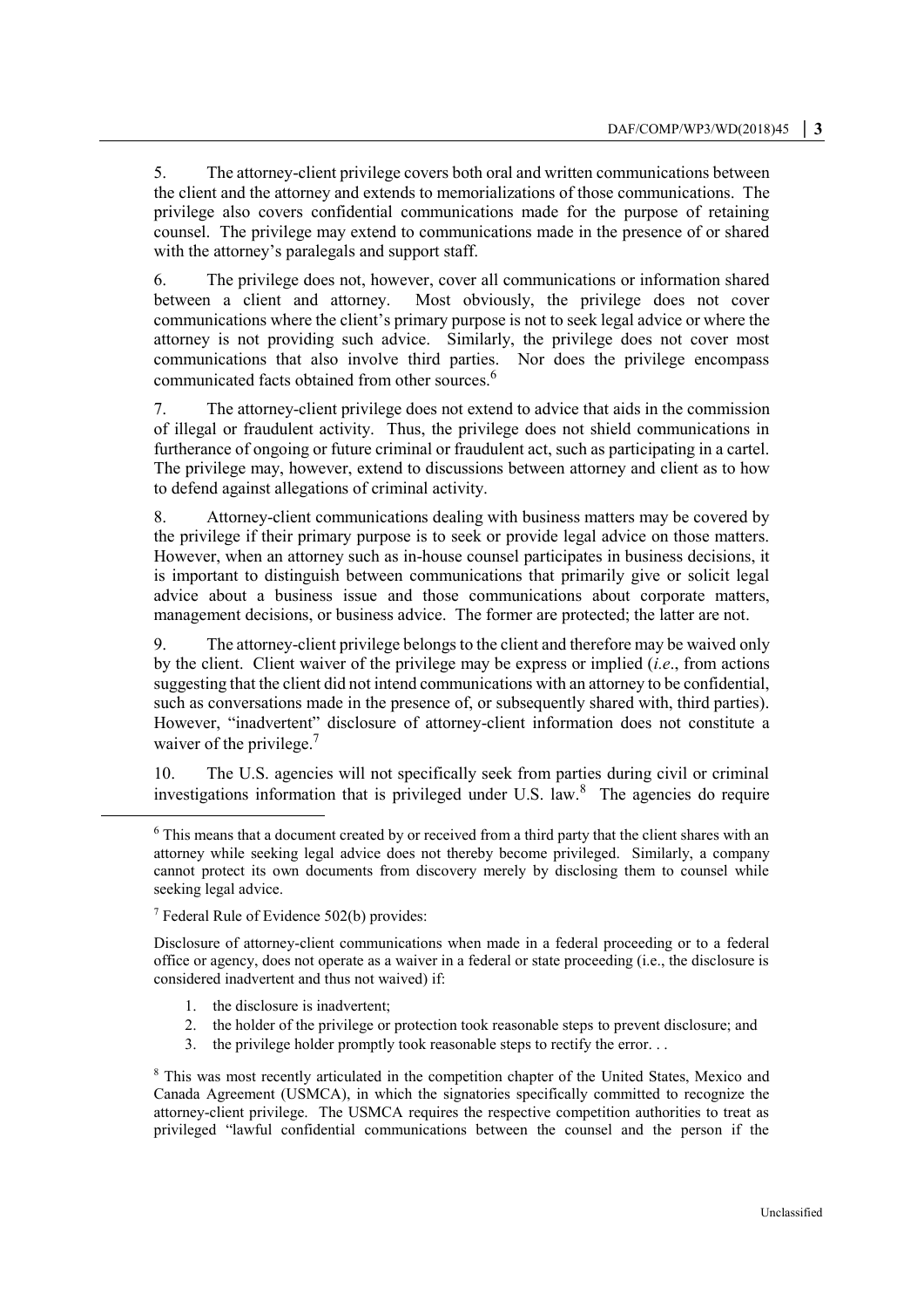5. The attorney-client privilege covers both oral and written communications between the client and the attorney and extends to memorializations of those communications. The privilege also covers confidential communications made for the purpose of retaining counsel. The privilege may extend to communications made in the presence of or shared with the attorney's paralegals and support staff.

6. The privilege does not, however, cover all communications or information shared between a client and attorney. Most obviously, the privilege does not cover communications where the client's primary purpose is not to seek legal advice or where the attorney is not providing such advice. Similarly, the privilege does not cover most communications that also involve third parties. Nor does the privilege encompass communicated facts obtained from other sources.[6]

7. The attorney-client privilege does not extend to advice that aids in the commission of illegal or fraudulent activity. Thus, the privilege does not shield communications in furtherance of ongoing or future criminal or fraudulent act, such as participating in a cartel. The privilege may, however, extend to discussions between attorney and client as to how to defend against allegations of criminal activity.

8. Attorney-client communications dealing with business matters may be covered by the privilege if their primary purpose is to seek or provide legal advice on those matters. However, when an attorney such as in-house counsel participates in business decisions, it is important to distinguish between communications that primarily give or solicit legal advice about a business issue and those communications about corporate matters, management decisions, or business advice. The former are protected; the latter are not.

9. The attorney-client privilege belongs to the client and therefore may be waived only by the client. Client waiver of the privilege may be express or implied (*i.e*., from actions suggesting that the client did not intend communications with an attorney to be confidential, such as conversations made in the presence of, or subsequently shared with, third parties). However, "inadvertent" disclosure of attorney-client information does not constitute a waiver of the privilege.[7]

10. The U.S. agencies will not specifically seek from parties during civil or criminal investigations information that is privileged under U.S. law.[8] The agencies do require

---

[6] This means that a document created by or received from a third party that the client shares with an attorney while seeking legal advice does not thereby become privileged. Similarly, a company cannot protect its own documents from discovery merely by disclosing them to counsel while seeking legal advice.

[7] Federal Rule of Evidence 502(b) provides:

Disclosure of attorney-client communications when made in a federal proceeding or to a federal office or agency, does not operate as a waiver in a federal or state proceeding (i.e., the disclosure is considered inadvertent and thus not waived) if:

1. the disclosure is inadvertent;
2. the holder of the privilege or protection took reasonable steps to prevent disclosure; and
3. the privilege holder promptly took reasonable steps to rectify the error. . .

[8] This was most recently articulated in the competition chapter of the United States, Mexico and Canada Agreement (USMCA), in which the signatories specifically committed to recognize the attorney-client privilege. The USMCA requires the respective competition authorities to treat as privileged "lawful confidential communications between the counsel and the person if the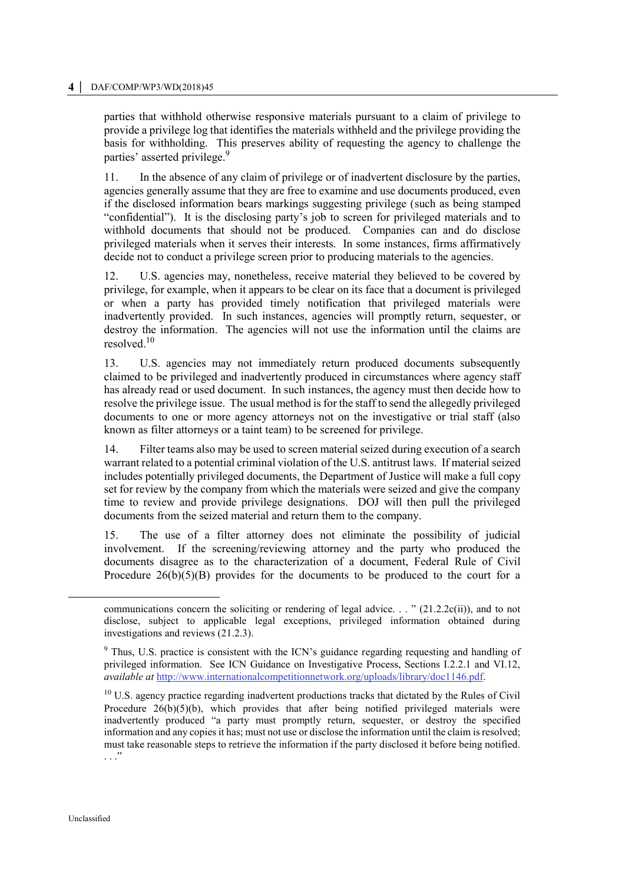parties that withhold otherwise responsive materials pursuant to a claim of privilege to provide a privilege log that identifies the materials withheld and the privilege providing the basis for withholding. This preserves ability of requesting the agency to challenge the parties' asserted privilege.[9]

11. In the absence of any claim of privilege or of inadvertent disclosure by the parties, agencies generally assume that they are free to examine and use documents produced, even if the disclosed information bears markings suggesting privilege (such as being stamped "confidential"). It is the disclosing party's job to screen for privileged materials and to withhold documents that should not be produced. Companies can and do disclose privileged materials when it serves their interests. In some instances, firms affirmatively decide not to conduct a privilege screen prior to producing materials to the agencies.

12. U.S. agencies may, nonetheless, receive material they believed to be covered by privilege, for example, when it appears to be clear on its face that a document is privileged or when a party has provided timely notification that privileged materials were inadvertently provided. In such instances, agencies will promptly return, sequester, or destroy the information. The agencies will not use the information until the claims are resolved.[10]

13. U.S. agencies may not immediately return produced documents subsequently claimed to be privileged and inadvertently produced in circumstances where agency staff has already read or used document. In such instances, the agency must then decide how to resolve the privilege issue. The usual method is for the staff to send the allegedly privileged documents to one or more agency attorneys not on the investigative or trial staff (also known as filter attorneys or a taint team) to be screened for privilege.

14. Filter teams also may be used to screen material seized during execution of a search warrant related to a potential criminal violation of the U.S. antitrust laws. If material seized includes potentially privileged documents, the Department of Justice will make a full copy set for review by the company from which the materials were seized and give the company time to review and provide privilege designations. DOJ will then pull the privileged documents from the seized material and return them to the company.

15. The use of a filter attorney does not eliminate the possibility of judicial involvement. If the screening/reviewing attorney and the party who produced the documents disagree as to the characterization of a document, Federal Rule of Civil Procedure 26(b)(5)(B) provides for the documents to be produced to the court for a

---

communications concern the soliciting or rendering of legal advice. . . " (21.2.2c(ii)), and to not disclose, subject to applicable legal exceptions, privileged information obtained during investigations and reviews (21.2.3).

[9] Thus, U.S. practice is consistent with the ICN's guidance regarding requesting and handling of privileged information. See ICN Guidance on Investigative Process, Sections I.2.2.1 and VI.12, *available at* http://www.internationalcompetitionnetwork.org/uploads/library/doc1146.pdf.

[10] U.S. agency practice regarding inadvertent productions tracks that dictated by the Rules of Civil Procedure 26(b)(5)(b), which provides that after being notified privileged materials were inadvertently produced "a party must promptly return, sequester, or destroy the specified information and any copies it has; must not use or disclose the information until the claim is resolved; must take reasonable steps to retrieve the information if the party disclosed it before being notified. . . ."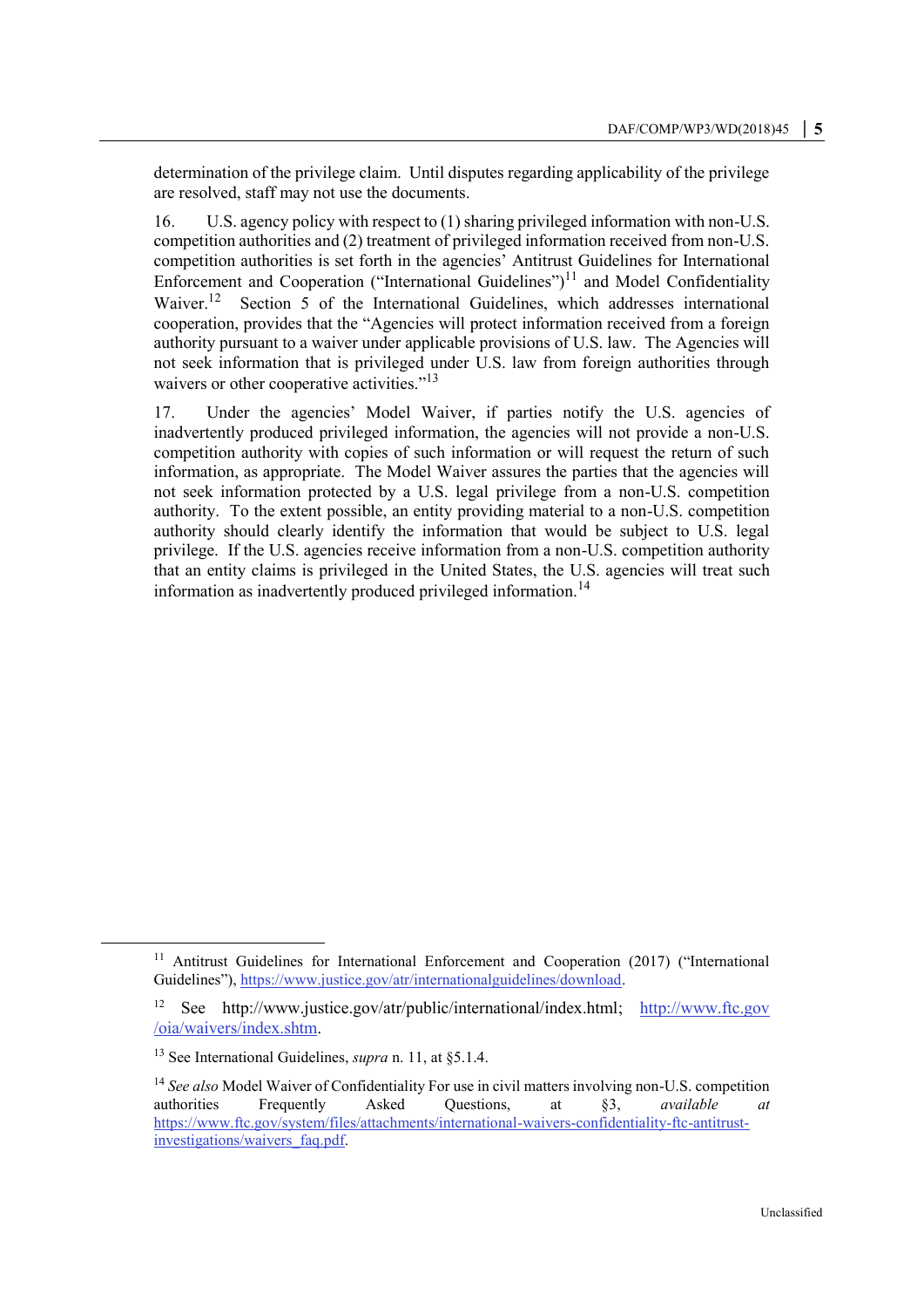determination of the privilege claim. Until disputes regarding applicability of the privilege are resolved, staff may not use the documents.

16. U.S. agency policy with respect to (1) sharing privileged information with non-U.S. competition authorities and (2) treatment of privileged information received from non-U.S. competition authorities is set forth in the agencies' Antitrust Guidelines for International Enforcement and Cooperation ("International Guidelines")[11] and Model Confidentiality Waiver.[12] Section 5 of the International Guidelines, which addresses international cooperation, provides that the "Agencies will protect information received from a foreign authority pursuant to a waiver under applicable provisions of U.S. law. The Agencies will not seek information that is privileged under U.S. law from foreign authorities through waivers or other cooperative activities."[13]

17. Under the agencies' Model Waiver, if parties notify the U.S. agencies of inadvertently produced privileged information, the agencies will not provide a non-U.S. competition authority with copies of such information or will request the return of such information, as appropriate. The Model Waiver assures the parties that the agencies will not seek information protected by a U.S. legal privilege from a non-U.S. competition authority. To the extent possible, an entity providing material to a non-U.S. competition authority should clearly identify the information that would be subject to U.S. legal privilege. If the U.S. agencies receive information from a non-U.S. competition authority that an entity claims is privileged in the United States, the U.S. agencies will treat such information as inadvertently produced privileged information.[14]

---

[11] Antitrust Guidelines for International Enforcement and Cooperation (2017) ("International Guidelines"), https://www.justice.gov/atr/internationalguidelines/download.

[12] See http://www.justice.gov/atr/public/international/index.html; http://www.ftc.gov/oia/waivers/index.shtm.

[13] See International Guidelines, *supra* n. 11, at §5.1.4.

[14] *See also* Model Waiver of Confidentiality For use in civil matters involving non-U.S. competition authorities Frequently Asked Questions, at §3, *available at* https://www.ftc.gov/system/files/attachments/international-waivers-confidentiality-ftc-antitrust-investigations/waivers_faq.pdf.